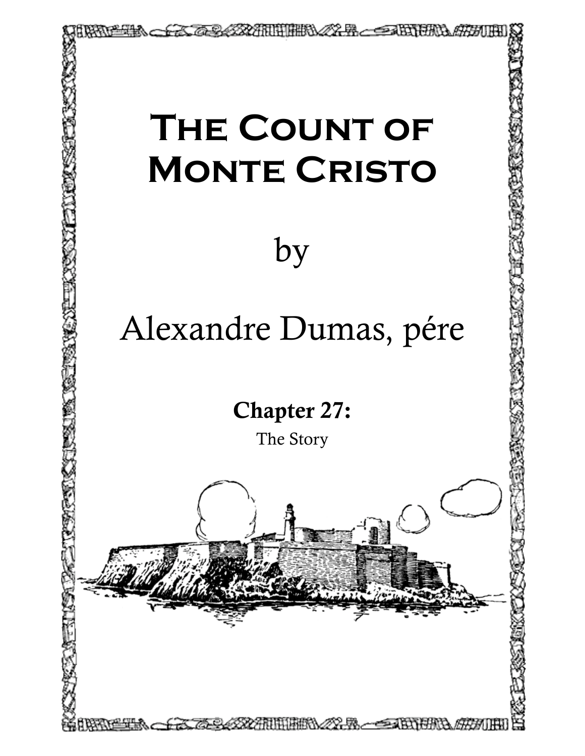# The Count of Monte Cristo

by

Alexandre Dumas, pére

## Chapter 27:

The Story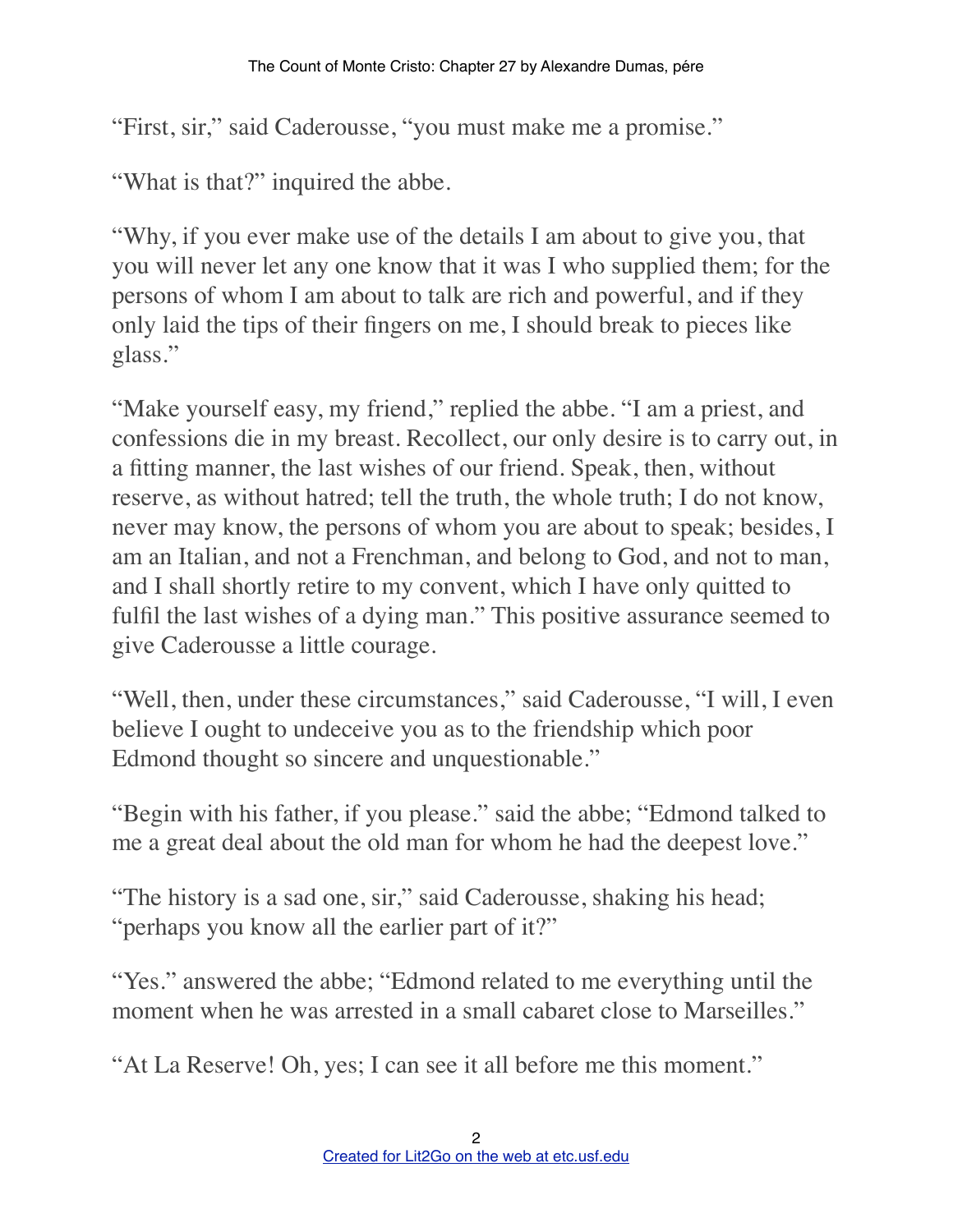"First, sir," said Caderousse, "you must make me a promise."

"What is that?" inquired the abbe.

"Why, if you ever make use of the details I am about to give you, that you will never let any one know that it was I who supplied them; for the persons of whom I am about to talk are rich and powerful, and if they only laid the tips of their fingers on me, I should break to pieces like glass."

"Make yourself easy, my friend," replied the abbe. "I am a priest, and confessions die in my breast. Recollect, our only desire is to carry out, in a fitting manner, the last wishes of our friend. Speak, then, without reserve, as without hatred; tell the truth, the whole truth; I do not know, never may know, the persons of whom you are about to speak; besides, I am an Italian, and not a Frenchman, and belong to God, and not to man, and I shall shortly retire to my convent, which I have only quitted to fulfil the last wishes of a dying man." This positive assurance seemed to give Caderousse a little courage.

"Well, then, under these circumstances," said Caderousse, "I will, I even believe I ought to undeceive you as to the friendship which poor Edmond thought so sincere and unquestionable."

"Begin with his father, if you please." said the abbe; "Edmond talked to me a great deal about the old man for whom he had the deepest love."

"The history is a sad one, sir," said Caderousse, shaking his head; "perhaps you know all the earlier part of it?"

"Yes." answered the abbe; "Edmond related to me everything until the moment when he was arrested in a small cabaret close to Marseilles."

"At La Reserve! Oh, yes; I can see it all before me this moment."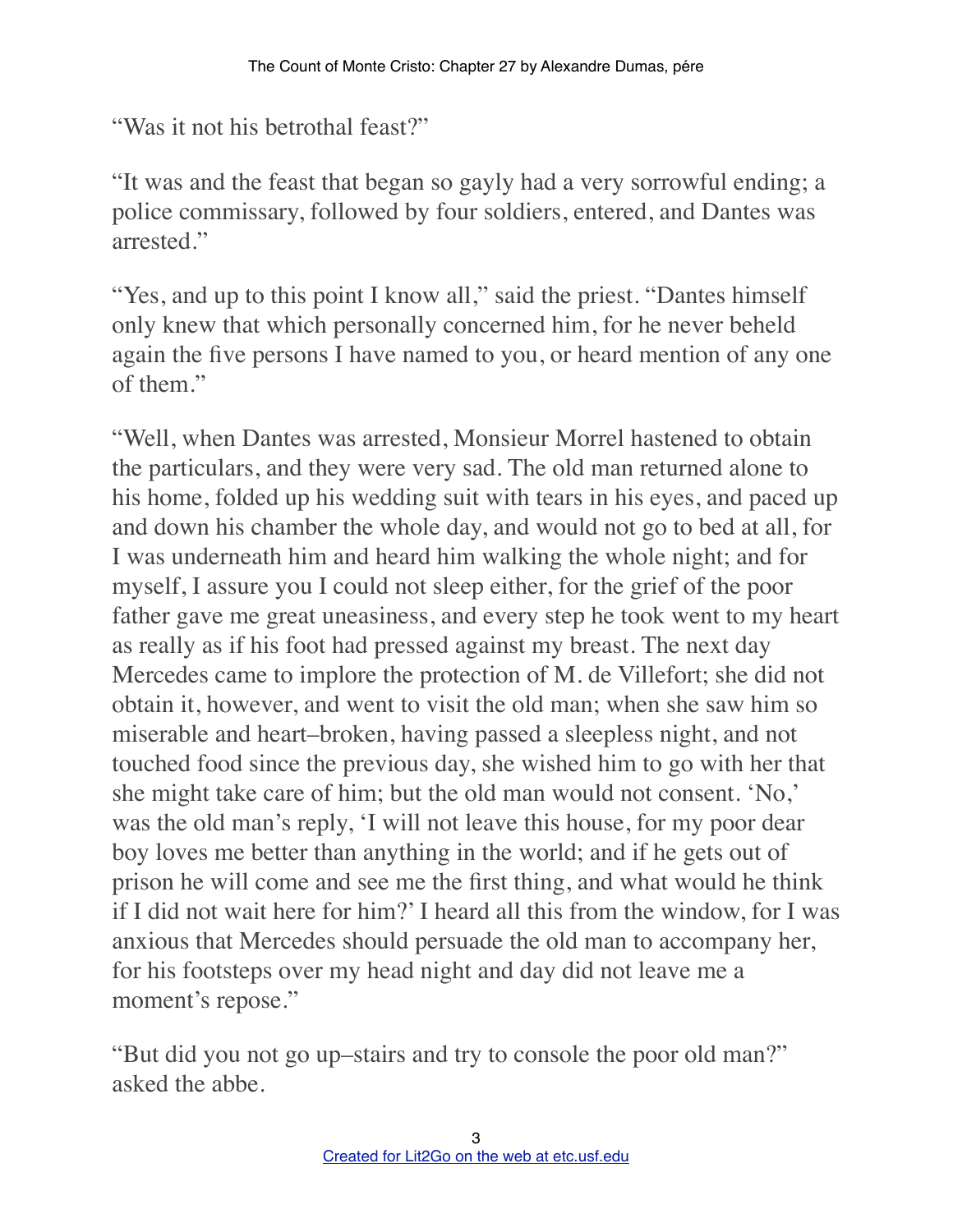"Was it not his betrothal feast?"

"It was and the feast that began so gayly had a very sorrowful ending; a police commissary, followed by four soldiers, entered, and Dantes was arrested."

"Yes, and up to this point I know all," said the priest. "Dantes himself only knew that which personally concerned him, for he never beheld again the five persons I have named to you, or heard mention of any one of them."

"Well, when Dantes was arrested, Monsieur Morrel hastened to obtain the particulars, and they were very sad. The old man returned alone to his home, folded up his wedding suit with tears in his eyes, and paced up and down his chamber the whole day, and would not go to bed at all, for I was underneath him and heard him walking the whole night; and for myself, I assure you I could not sleep either, for the grief of the poor father gave me great uneasiness, and every step he took went to my heart as really as if his foot had pressed against my breast. The next day Mercedes came to implore the protection of M. de Villefort; she did not obtain it, however, and went to visit the old man; when she saw him so miserable and heart–broken, having passed a sleepless night, and not touched food since the previous day, she wished him to go with her that she might take care of him; but the old man would not consent. 'No,' was the old man's reply, 'I will not leave this house, for my poor dear boy loves me better than anything in the world; and if he gets out of prison he will come and see me the first thing, and what would he think if I did not wait here for him?' I heard all this from the window, for I was anxious that Mercedes should persuade the old man to accompany her, for his footsteps over my head night and day did not leave me a moment's repose."

"But did you not go up–stairs and try to console the poor old man?" asked the abbe.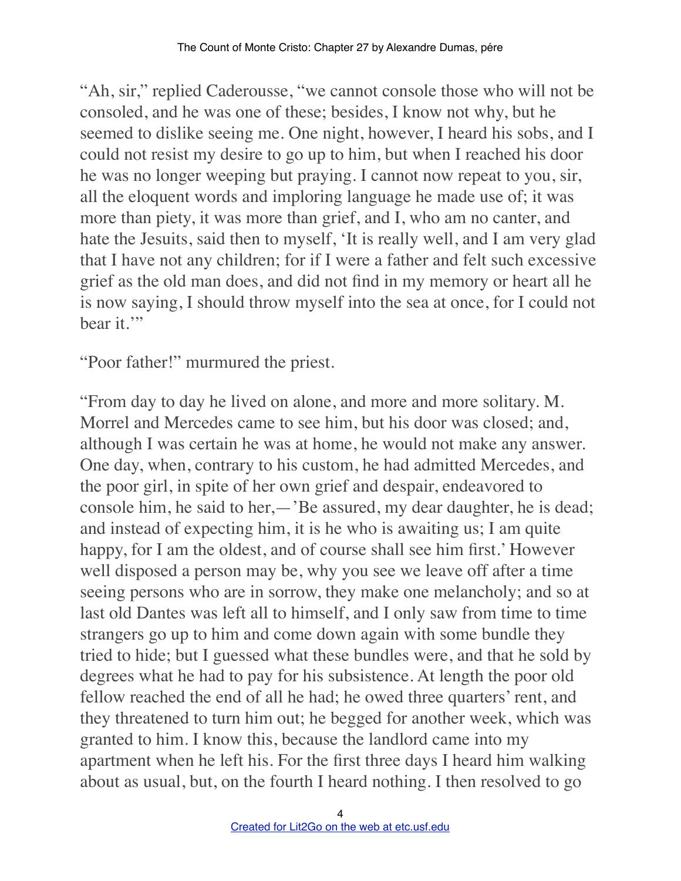"Ah, sir," replied Caderousse, "we cannot console those who will not be consoled, and he was one of these; besides, I know not why, but he seemed to dislike seeing me. One night, however, I heard his sobs, and I could not resist my desire to go up to him, but when I reached his door he was no longer weeping but praying. I cannot now repeat to you, sir, all the eloquent words and imploring language he made use of; it was more than piety, it was more than grief, and I, who am no canter, and hate the Jesuits, said then to myself, 'It is really well, and I am very glad that I have not any children; for if I were a father and felt such excessive grief as the old man does, and did not find in my memory or heart all he is now saying, I should throw myself into the sea at once, for I could not bear it.'"

"Poor father!" murmured the priest.

"From day to day he lived on alone, and more and more solitary. M. Morrel and Mercedes came to see him, but his door was closed; and, although I was certain he was at home, he would not make any answer. One day, when, contrary to his custom, he had admitted Mercedes, and the poor girl, in spite of her own grief and despair, endeavored to console him, he said to her,—'Be assured, my dear daughter, he is dead; and instead of expecting him, it is he who is awaiting us; I am quite happy, for I am the oldest, and of course shall see him first.' However well disposed a person may be, why you see we leave off after a time seeing persons who are in sorrow, they make one melancholy; and so at last old Dantes was left all to himself, and I only saw from time to time strangers go up to him and come down again with some bundle they tried to hide; but I guessed what these bundles were, and that he sold by degrees what he had to pay for his subsistence. At length the poor old fellow reached the end of all he had; he owed three quarters' rent, and they threatened to turn him out; he begged for another week, which was granted to him. I know this, because the landlord came into my apartment when he left his. For the first three days I heard him walking about as usual, but, on the fourth I heard nothing. I then resolved to go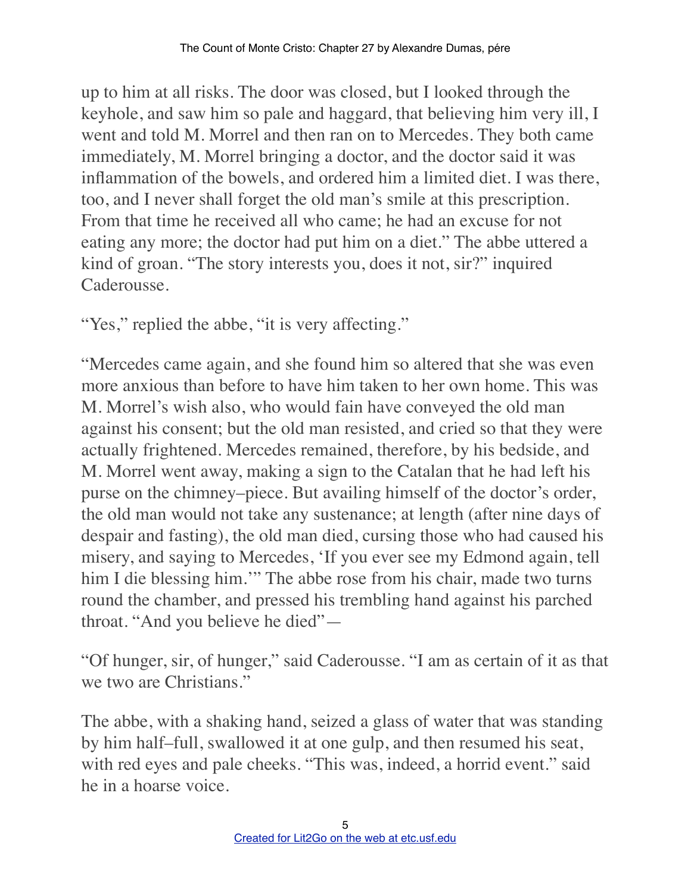up to him at all risks. The door was closed, but I looked through the keyhole, and saw him so pale and haggard, that believing him very ill, I went and told M. Morrel and then ran on to Mercedes. They both came immediately, M. Morrel bringing a doctor, and the doctor said it was inflammation of the bowels, and ordered him a limited diet. I was there, too, and I never shall forget the old man's smile at this prescription. From that time he received all who came; he had an excuse for not eating any more; the doctor had put him on a diet." The abbe uttered a kind of groan. "The story interests you, does it not, sir?" inquired Caderousse.

"Yes," replied the abbe, "it is very affecting."

"Mercedes came again, and she found him so altered that she was even more anxious than before to have him taken to her own home. This was M. Morrel's wish also, who would fain have conveyed the old man against his consent; but the old man resisted, and cried so that they were actually frightened. Mercedes remained, therefore, by his bedside, and M. Morrel went away, making a sign to the Catalan that he had left his purse on the chimney–piece. But availing himself of the doctor's order, the old man would not take any sustenance; at length (after nine days of despair and fasting), the old man died, cursing those who had caused his misery, and saying to Mercedes, 'If you ever see my Edmond again, tell him I die blessing him.'" The abbe rose from his chair, made two turns round the chamber, and pressed his trembling hand against his parched throat. "And you believe he died"—

"Of hunger, sir, of hunger," said Caderousse. "I am as certain of it as that we two are Christians."

The abbe, with a shaking hand, seized a glass of water that was standing by him half–full, swallowed it at one gulp, and then resumed his seat, with red eyes and pale cheeks. "This was, indeed, a horrid event." said he in a hoarse voice.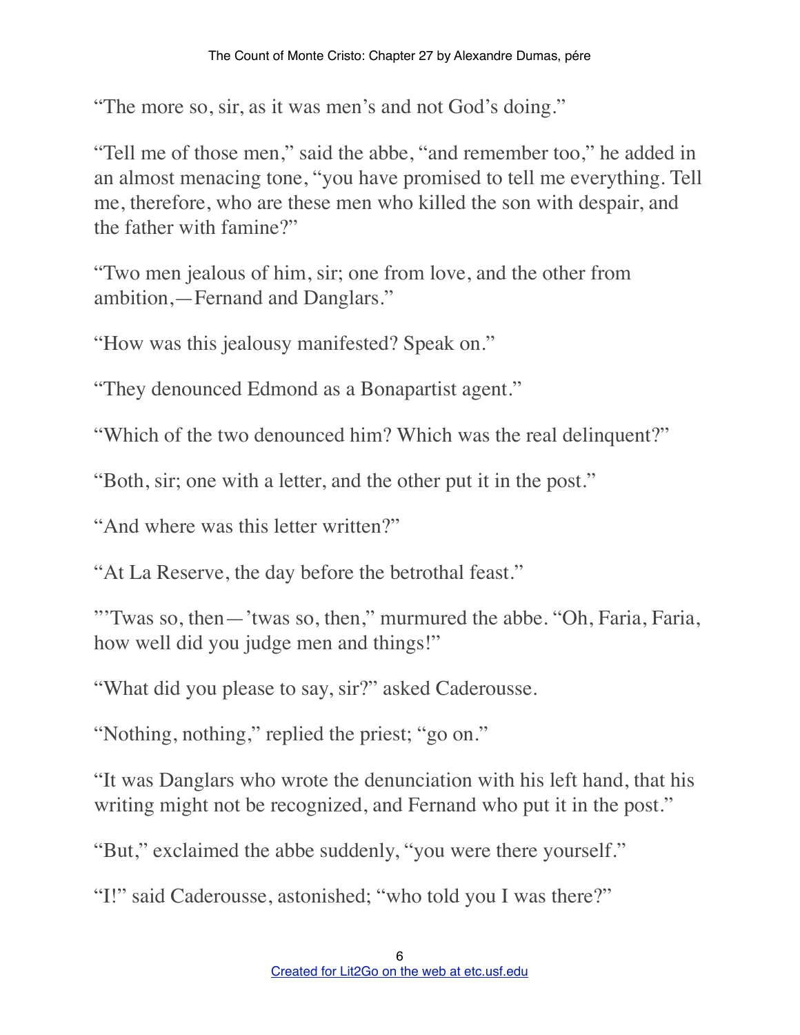"The more so, sir, as it was men's and not God's doing."

"Tell me of those men," said the abbe, "and remember too," he added in an almost menacing tone, "you have promised to tell me everything. Tell me, therefore, who are these men who killed the son with despair, and the father with famine?"

"Two men jealous of him, sir; one from love, and the other from ambition,—Fernand and Danglars."

"How was this jealousy manifested? Speak on."

"They denounced Edmond as a Bonapartist agent."

"Which of the two denounced him? Which was the real delinquent?"

"Both, sir; one with a letter, and the other put it in the post."

"And where was this letter written?"

"At La Reserve, the day before the betrothal feast."

"'Twas so, then—'twas so, then," murmured the abbe. "Oh, Faria, Faria, how well did you judge men and things!"

"What did you please to say, sir?" asked Caderousse.

"Nothing, nothing," replied the priest; "go on."

"It was Danglars who wrote the denunciation with his left hand, that his writing might not be recognized, and Fernand who put it in the post."

"But," exclaimed the abbe suddenly, "you were there yourself."

"I!" said Caderousse, astonished; "who told you I was there?"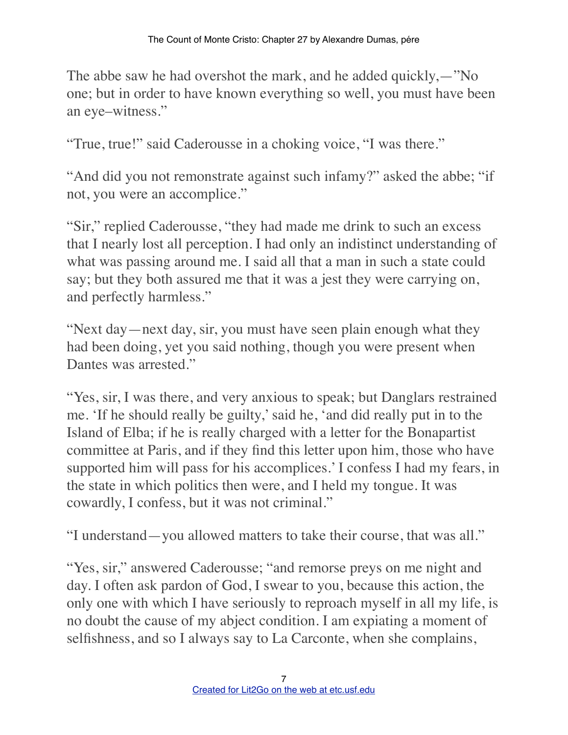The abbe saw he had overshot the mark, and he added quickly,—"No one; but in order to have known everything so well, you must have been an eye–witness."

"True, true!" said Caderousse in a choking voice, "I was there."

"And did you not remonstrate against such infamy?" asked the abbe; "if not, you were an accomplice."

"Sir," replied Caderousse, "they had made me drink to such an excess that I nearly lost all perception. I had only an indistinct understanding of what was passing around me. I said all that a man in such a state could say; but they both assured me that it was a jest they were carrying on, and perfectly harmless."

"Next day—next day, sir, you must have seen plain enough what they had been doing, yet you said nothing, though you were present when Dantes was arrested."

"Yes, sir, I was there, and very anxious to speak; but Danglars restrained me. 'If he should really be guilty,' said he, 'and did really put in to the Island of Elba; if he is really charged with a letter for the Bonapartist committee at Paris, and if they find this letter upon him, those who have supported him will pass for his accomplices.' I confess I had my fears, in the state in which politics then were, and I held my tongue. It was cowardly, I confess, but it was not criminal."

"I understand—you allowed matters to take their course, that was all."

"Yes, sir," answered Caderousse; "and remorse preys on me night and day. I often ask pardon of God, I swear to you, because this action, the only one with which I have seriously to reproach myself in all my life, is no doubt the cause of my abject condition. I am expiating a moment of selfishness, and so I always say to La Carconte, when she complains,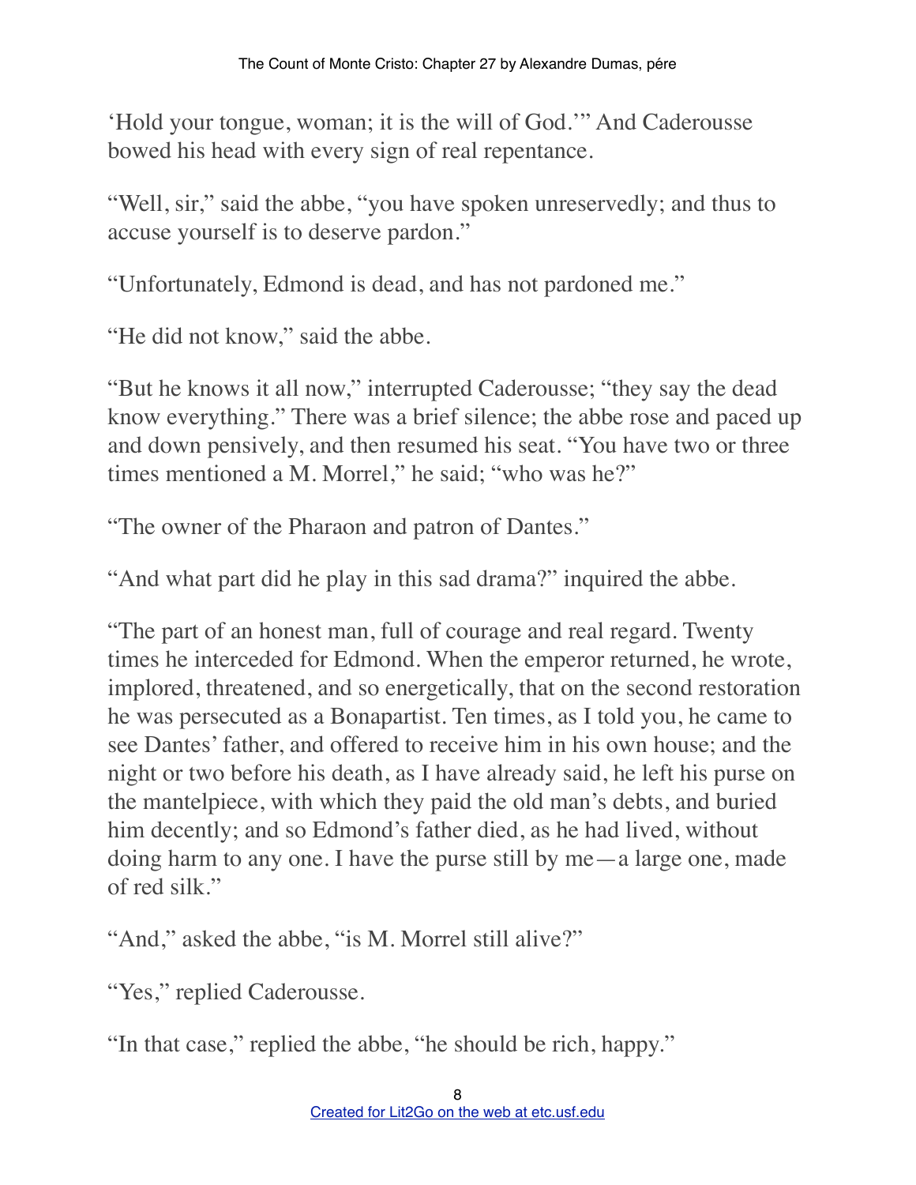'Hold your tongue, woman; it is the will of God.'" And Caderousse bowed his head with every sign of real repentance.

"Well, sir," said the abbe, "you have spoken unreservedly; and thus to accuse yourself is to deserve pardon."

"Unfortunately, Edmond is dead, and has not pardoned me."

"He did not know," said the abbe.

"But he knows it all now," interrupted Caderousse; "they say the dead know everything." There was a brief silence; the abbe rose and paced up and down pensively, and then resumed his seat. "You have two or three times mentioned a M. Morrel," he said; "who was he?"

"The owner of the Pharaon and patron of Dantes."

"And what part did he play in this sad drama?" inquired the abbe.

"The part of an honest man, full of courage and real regard. Twenty times he interceded for Edmond. When the emperor returned, he wrote, implored, threatened, and so energetically, that on the second restoration he was persecuted as a Bonapartist. Ten times, as I told you, he came to see Dantes' father, and offered to receive him in his own house; and the night or two before his death, as I have already said, he left his purse on the mantelpiece, with which they paid the old man's debts, and buried him decently; and so Edmond's father died, as he had lived, without doing harm to any one. I have the purse still by me—a large one, made of red silk."

"And," asked the abbe, "is M. Morrel still alive?"

"Yes," replied Caderousse.

"In that case," replied the abbe, "he should be rich, happy."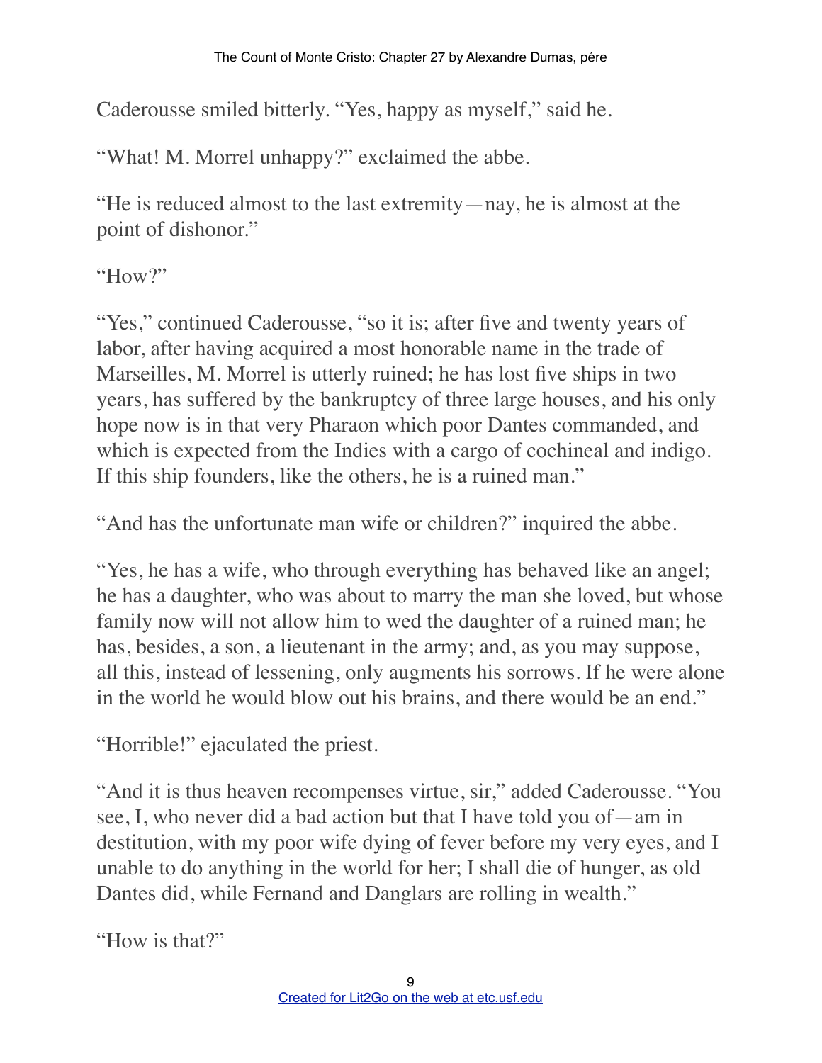Caderousse smiled bitterly. "Yes, happy as myself," said he.

"What! M. Morrel unhappy?" exclaimed the abbe.

"He is reduced almost to the last extremity—nay, he is almost at the point of dishonor."

"How?"

"Yes," continued Caderousse, "so it is; after five and twenty years of labor, after having acquired a most honorable name in the trade of Marseilles, M. Morrel is utterly ruined; he has lost five ships in two years, has suffered by the bankruptcy of three large houses, and his only hope now is in that very Pharaon which poor Dantes commanded, and which is expected from the Indies with a cargo of cochineal and indigo. If this ship founders, like the others, he is a ruined man."

"And has the unfortunate man wife or children?" inquired the abbe.

"Yes, he has a wife, who through everything has behaved like an angel; he has a daughter, who was about to marry the man she loved, but whose family now will not allow him to wed the daughter of a ruined man; he has, besides, a son, a lieutenant in the army; and, as you may suppose, all this, instead of lessening, only augments his sorrows. If he were alone in the world he would blow out his brains, and there would be an end."

"Horrible!" ejaculated the priest.

"And it is thus heaven recompenses virtue, sir," added Caderousse. "You see, I, who never did a bad action but that I have told you of—am in destitution, with my poor wife dying of fever before my very eyes, and I unable to do anything in the world for her; I shall die of hunger, as old Dantes did, while Fernand and Danglars are rolling in wealth."

"How is that?"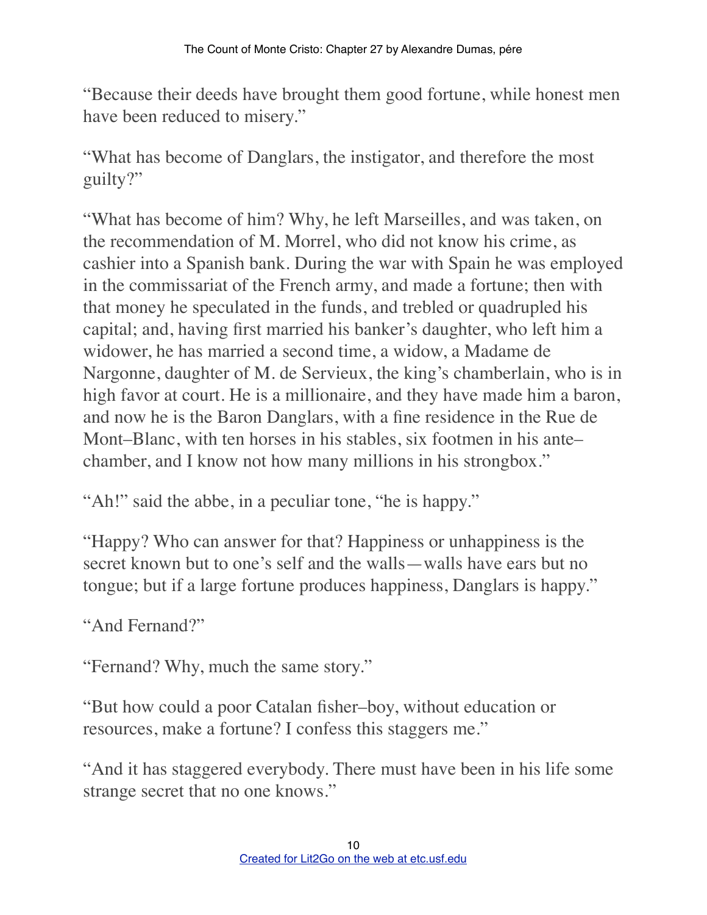"Because their deeds have brought them good fortune, while honest men have been reduced to misery."

"What has become of Danglars, the instigator, and therefore the most guilty?"

"What has become of him? Why, he left Marseilles, and was taken, on the recommendation of M. Morrel, who did not know his crime, as cashier into a Spanish bank. During the war with Spain he was employed in the commissariat of the French army, and made a fortune; then with that money he speculated in the funds, and trebled or quadrupled his capital; and, having first married his banker's daughter, who left him a widower, he has married a second time, a widow, a Madame de Nargonne, daughter of M. de Servieux, the king's chamberlain, who is in high favor at court. He is a millionaire, and they have made him a baron, and now he is the Baron Danglars, with a fine residence in the Rue de Mont–Blanc, with ten horses in his stables, six footmen in his ante–chamber, and I know not how many millions in his strongbox."

"Ah!" said the abbe, in a peculiar tone, "he is happy."

"Happy? Who can answer for that? Happiness or unhappiness is the secret known but to one's self and the walls—walls have ears but no tongue; but if a large fortune produces happiness, Danglars is happy."

"And Fernand?"

"Fernand? Why, much the same story."

"But how could a poor Catalan fisher–boy, without education or resources, make a fortune? I confess this staggers me."

"And it has staggered everybody. There must have been in his life some strange secret that no one knows."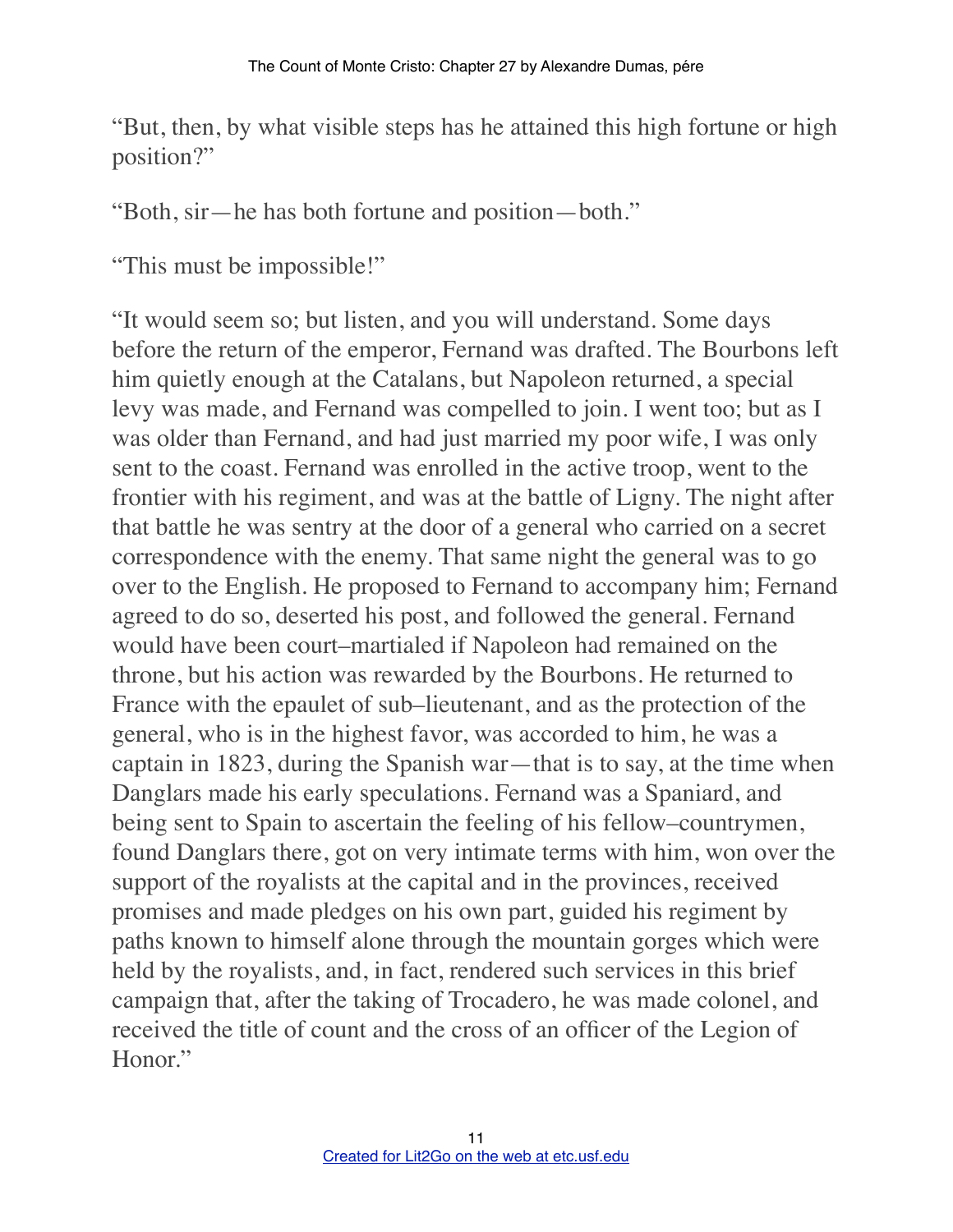"But, then, by what visible steps has he attained this high fortune or high position?"

"Both, sir—he has both fortune and position—both."

"This must be impossible!"

"It would seem so; but listen, and you will understand. Some days before the return of the emperor, Fernand was drafted. The Bourbons left him quietly enough at the Catalans, but Napoleon returned, a special levy was made, and Fernand was compelled to join. I went too; but as I was older than Fernand, and had just married my poor wife, I was only sent to the coast. Fernand was enrolled in the active troop, went to the frontier with his regiment, and was at the battle of Ligny. The night after that battle he was sentry at the door of a general who carried on a secret correspondence with the enemy. That same night the general was to go over to the English. He proposed to Fernand to accompany him; Fernand agreed to do so, deserted his post, and followed the general. Fernand would have been court–martialed if Napoleon had remained on the throne, but his action was rewarded by the Bourbons. He returned to France with the epaulet of sub–lieutenant, and as the protection of the general, who is in the highest favor, was accorded to him, he was a captain in 1823, during the Spanish war—that is to say, at the time when Danglars made his early speculations. Fernand was a Spaniard, and being sent to Spain to ascertain the feeling of his fellow–countrymen, found Danglars there, got on very intimate terms with him, won over the support of the royalists at the capital and in the provinces, received promises and made pledges on his own part, guided his regiment by paths known to himself alone through the mountain gorges which were held by the royalists, and, in fact, rendered such services in this brief campaign that, after the taking of Trocadero, he was made colonel, and received the title of count and the cross of an officer of the Legion of Honor."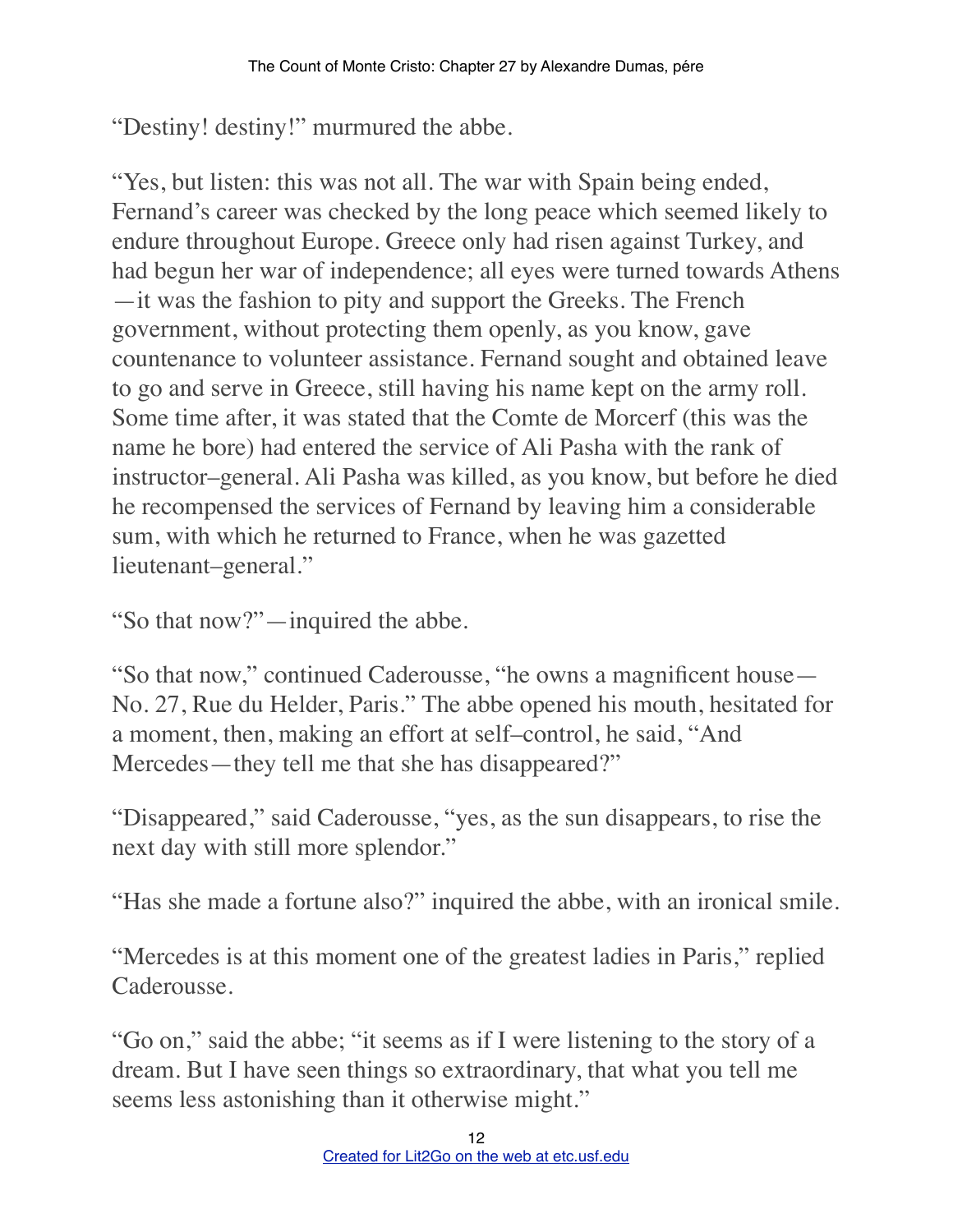"Destiny! destiny!" murmured the abbe.

"Yes, but listen: this was not all. The war with Spain being ended, Fernand's career was checked by the long peace which seemed likely to endure throughout Europe. Greece only had risen against Turkey, and had begun her war of independence; all eyes were turned towards Athens—it was the fashion to pity and support the Greeks. The French government, without protecting them openly, as you know, gave countenance to volunteer assistance. Fernand sought and obtained leave to go and serve in Greece, still having his name kept on the army roll. Some time after, it was stated that the Comte de Morcerf (this was the name he bore) had entered the service of Ali Pasha with the rank of instructor–general. Ali Pasha was killed, as you know, but before he died he recompensed the services of Fernand by leaving him a considerable sum, with which he returned to France, when he was gazetted lieutenant–general."

"So that now?"—inquired the abbe.

"So that now," continued Caderousse, "he owns a magnificent house—No. 27, Rue du Helder, Paris." The abbe opened his mouth, hesitated for a moment, then, making an effort at self–control, he said, "And Mercedes—they tell me that she has disappeared?"

"Disappeared," said Caderousse, "yes, as the sun disappears, to rise the next day with still more splendor."

"Has she made a fortune also?" inquired the abbe, with an ironical smile.

"Mercedes is at this moment one of the greatest ladies in Paris," replied Caderousse.

"Go on," said the abbe; "it seems as if I were listening to the story of a dream. But I have seen things so extraordinary, that what you tell me seems less astonishing than it otherwise might."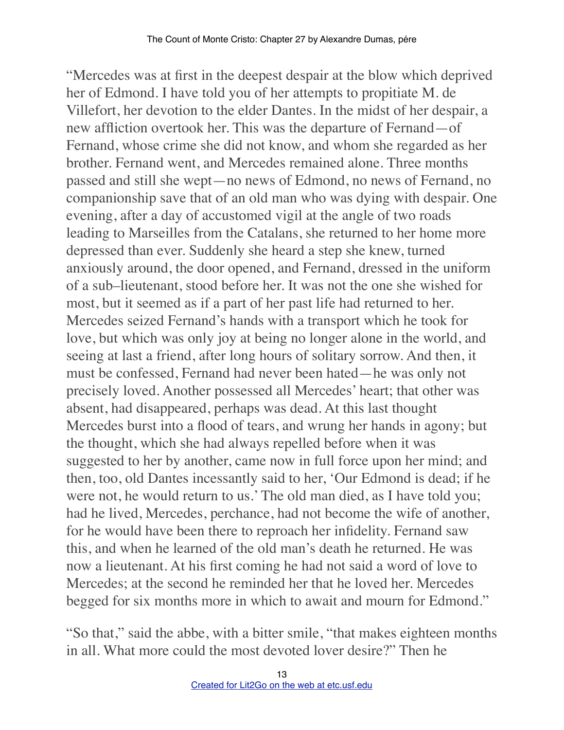"Mercedes was at first in the deepest despair at the blow which deprived her of Edmond. I have told you of her attempts to propitiate M. de Villefort, her devotion to the elder Dantes. In the midst of her despair, a new affliction overtook her. This was the departure of Fernand—of Fernand, whose crime she did not know, and whom she regarded as her brother. Fernand went, and Mercedes remained alone. Three months passed and still she wept—no news of Edmond, no news of Fernand, no companionship save that of an old man who was dying with despair. One evening, after a day of accustomed vigil at the angle of two roads leading to Marseilles from the Catalans, she returned to her home more depressed than ever. Suddenly she heard a step she knew, turned anxiously around, the door opened, and Fernand, dressed in the uniform of a sub–lieutenant, stood before her. It was not the one she wished for most, but it seemed as if a part of her past life had returned to her. Mercedes seized Fernand's hands with a transport which he took for love, but which was only joy at being no longer alone in the world, and seeing at last a friend, after long hours of solitary sorrow. And then, it must be confessed, Fernand had never been hated—he was only not precisely loved. Another possessed all Mercedes' heart; that other was absent, had disappeared, perhaps was dead. At this last thought Mercedes burst into a flood of tears, and wrung her hands in agony; but the thought, which she had always repelled before when it was suggested to her by another, came now in full force upon her mind; and then, too, old Dantes incessantly said to her, 'Our Edmond is dead; if he were not, he would return to us.' The old man died, as I have told you; had he lived, Mercedes, perchance, had not become the wife of another, for he would have been there to reproach her infidelity. Fernand saw this, and when he learned of the old man's death he returned. He was now a lieutenant. At his first coming he had not said a word of love to Mercedes; at the second he reminded her that he loved her. Mercedes begged for six months more in which to await and mourn for Edmond."

"So that," said the abbe, with a bitter smile, "that makes eighteen months in all. What more could the most devoted lover desire?" Then he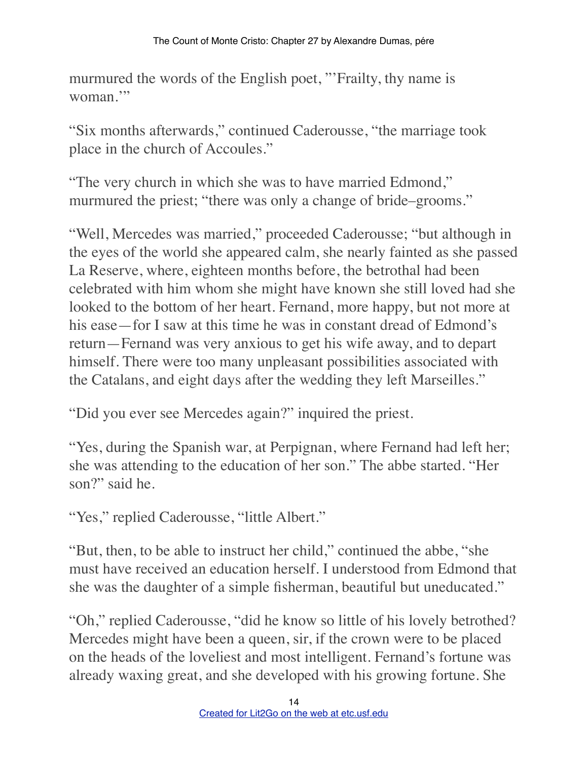murmured the words of the English poet, "'Frailty, thy name is woman.'"

"Six months afterwards," continued Caderousse, "the marriage took place in the church of Accoules."

"The very church in which she was to have married Edmond," murmured the priest; "there was only a change of bride–grooms."

"Well, Mercedes was married," proceeded Caderousse; "but although in the eyes of the world she appeared calm, she nearly fainted as she passed La Reserve, where, eighteen months before, the betrothal had been celebrated with him whom she might have known she still loved had she looked to the bottom of her heart. Fernand, more happy, but not more at his ease—for I saw at this time he was in constant dread of Edmond's return—Fernand was very anxious to get his wife away, and to depart himself. There were too many unpleasant possibilities associated with the Catalans, and eight days after the wedding they left Marseilles."

"Did you ever see Mercedes again?" inquired the priest.

"Yes, during the Spanish war, at Perpignan, where Fernand had left her; she was attending to the education of her son." The abbe started. "Her son?" said he.

"Yes," replied Caderousse, "little Albert."

"But, then, to be able to instruct her child," continued the abbe, "she must have received an education herself. I understood from Edmond that she was the daughter of a simple fisherman, beautiful but uneducated."

"Oh," replied Caderousse, "did he know so little of his lovely betrothed? Mercedes might have been a queen, sir, if the crown were to be placed on the heads of the loveliest and most intelligent. Fernand's fortune was already waxing great, and she developed with his growing fortune. She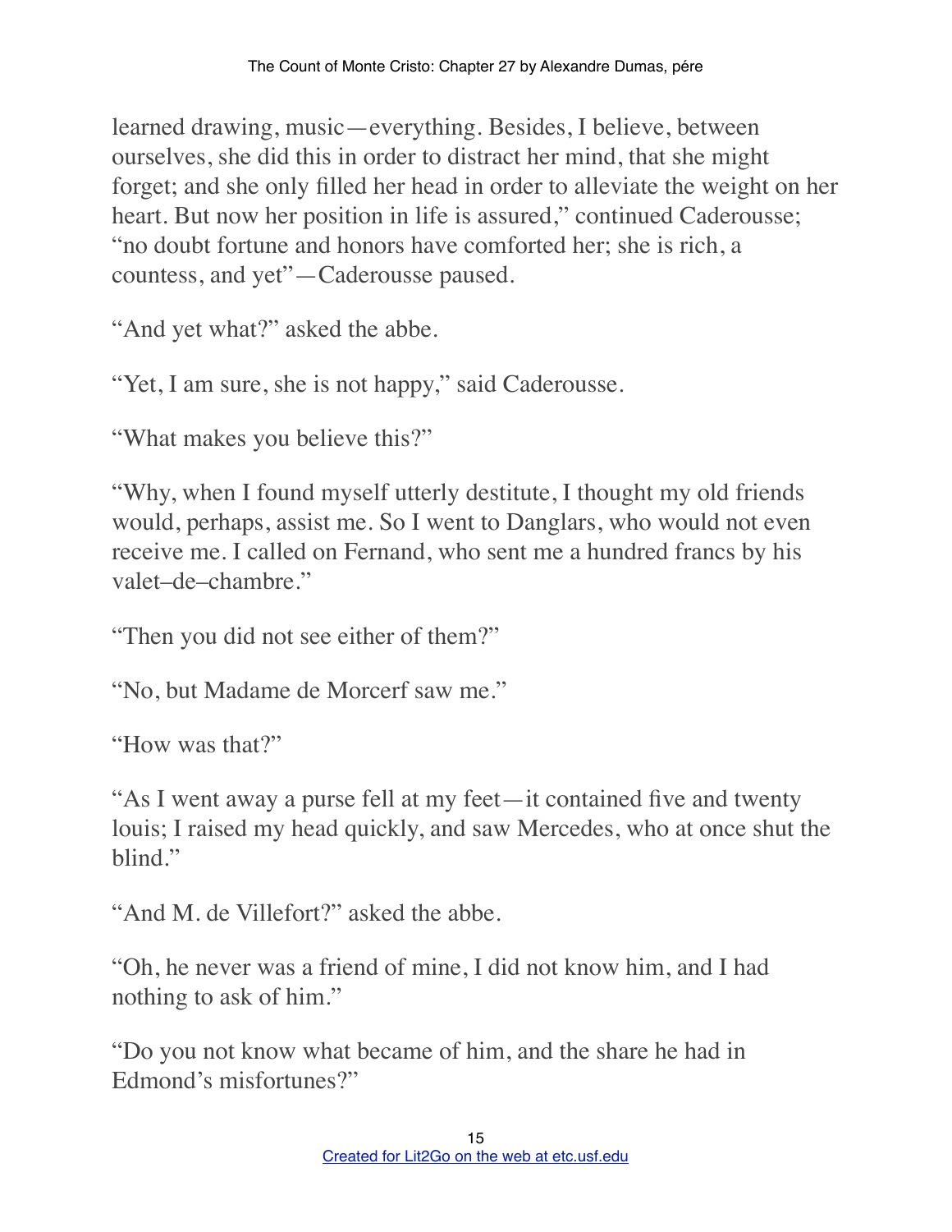learned drawing, music—everything. Besides, I believe, between ourselves, she did this in order to distract her mind, that she might forget; and she only filled her head in order to alleviate the weight on her heart. But now her position in life is assured," continued Caderousse; "no doubt fortune and honors have comforted her; she is rich, a countess, and yet"—Caderousse paused.

"And yet what?" asked the abbe.

"Yet, I am sure, she is not happy," said Caderousse.

"What makes you believe this?"

"Why, when I found myself utterly destitute, I thought my old friends would, perhaps, assist me. So I went to Danglars, who would not even receive me. I called on Fernand, who sent me a hundred francs by his valet–de–chambre."

"Then you did not see either of them?"

"No, but Madame de Morcerf saw me."

"How was that?"

"As I went away a purse fell at my feet—it contained five and twenty louis; I raised my head quickly, and saw Mercedes, who at once shut the blind."

"And M. de Villefort?" asked the abbe.

"Oh, he never was a friend of mine, I did not know him, and I had nothing to ask of him."

"Do you not know what became of him, and the share he had in Edmond's misfortunes?"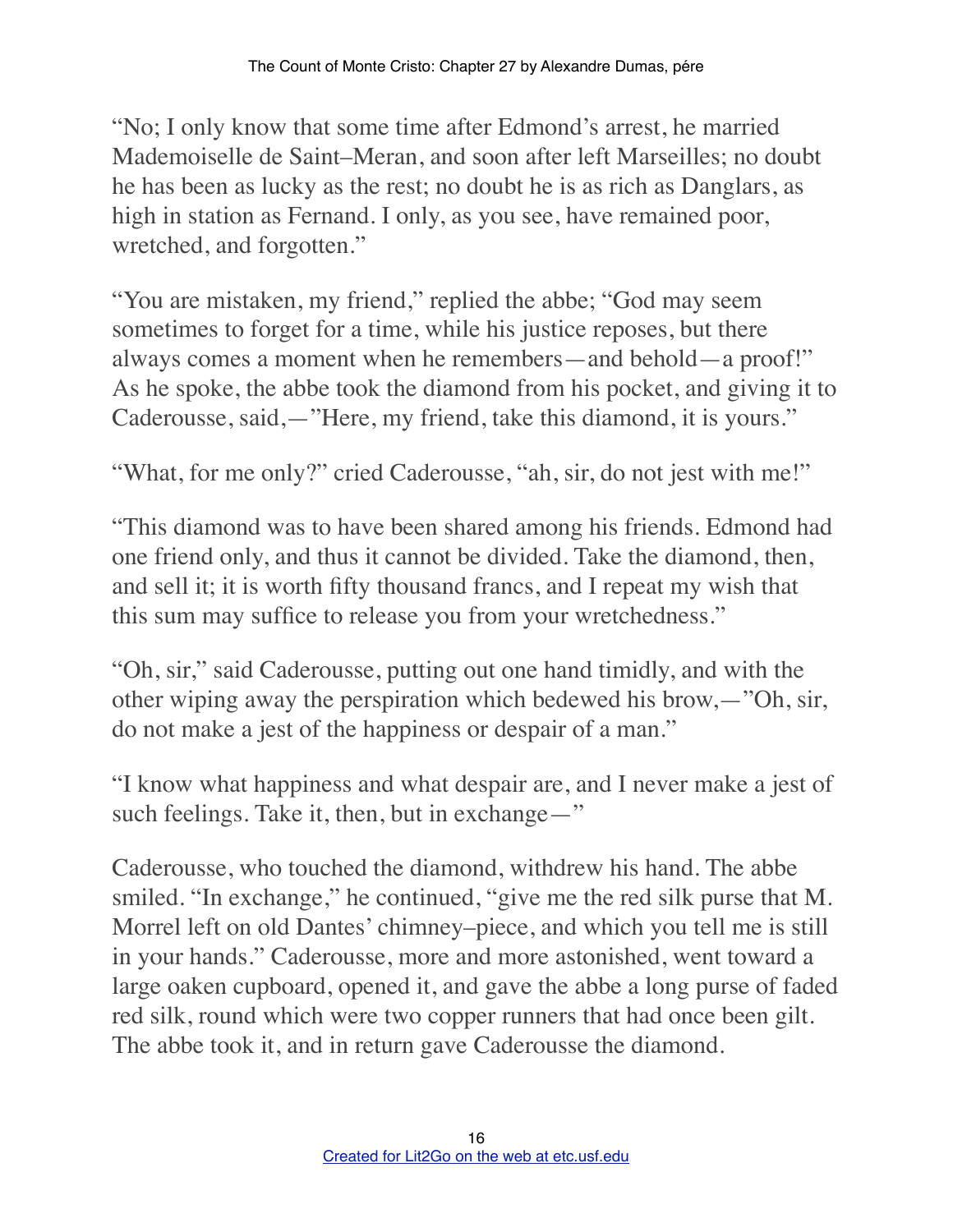"No; I only know that some time after Edmond's arrest, he married Mademoiselle de Saint–Meran, and soon after left Marseilles; no doubt he has been as lucky as the rest; no doubt he is as rich as Danglars, as high in station as Fernand. I only, as you see, have remained poor, wretched, and forgotten."

"You are mistaken, my friend," replied the abbe; "God may seem sometimes to forget for a time, while his justice reposes, but there always comes a moment when he remembers—and behold—a proof!" As he spoke, the abbe took the diamond from his pocket, and giving it to Caderousse, said,—"Here, my friend, take this diamond, it is yours."

"What, for me only?" cried Caderousse, "ah, sir, do not jest with me!"

"This diamond was to have been shared among his friends. Edmond had one friend only, and thus it cannot be divided. Take the diamond, then, and sell it; it is worth fifty thousand francs, and I repeat my wish that this sum may suffice to release you from your wretchedness."

"Oh, sir," said Caderousse, putting out one hand timidly, and with the other wiping away the perspiration which bedewed his brow,—"Oh, sir, do not make a jest of the happiness or despair of a man."

"I know what happiness and what despair are, and I never make a jest of such feelings. Take it, then, but in exchange—"

Caderousse, who touched the diamond, withdrew his hand. The abbe smiled. "In exchange," he continued, "give me the red silk purse that M. Morrel left on old Dantes' chimney–piece, and which you tell me is still in your hands." Caderousse, more and more astonished, went toward a large oaken cupboard, opened it, and gave the abbe a long purse of faded red silk, round which were two copper runners that had once been gilt. The abbe took it, and in return gave Caderousse the diamond.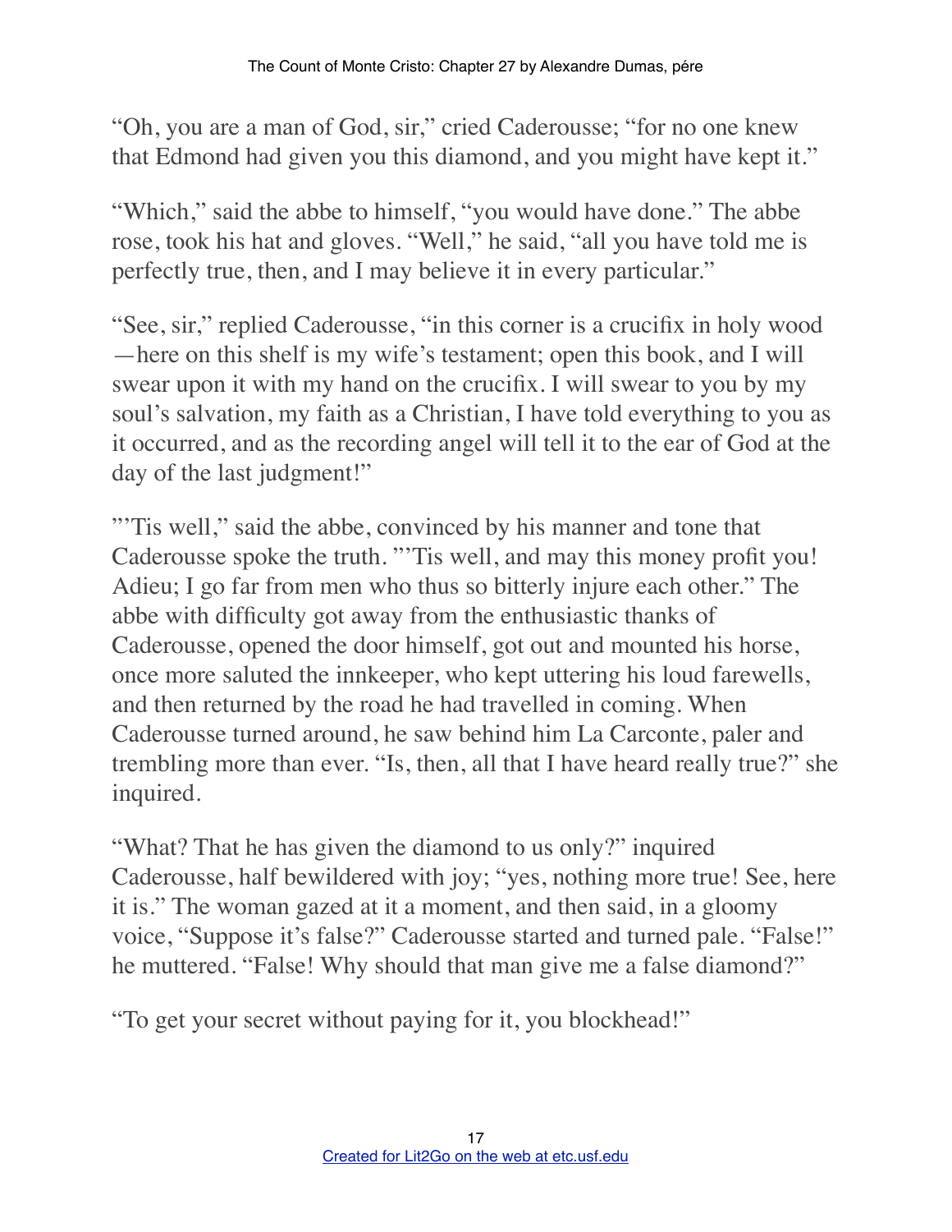"Oh, you are a man of God, sir," cried Caderousse; "for no one knew that Edmond had given you this diamond, and you might have kept it."

"Which," said the abbe to himself, "you would have done." The abbe rose, took his hat and gloves. "Well," he said, "all you have told me is perfectly true, then, and I may believe it in every particular."

"See, sir," replied Caderousse, "in this corner is a crucifix in holy wood —here on this shelf is my wife's testament; open this book, and I will swear upon it with my hand on the crucifix. I will swear to you by my soul's salvation, my faith as a Christian, I have told everything to you as it occurred, and as the recording angel will tell it to the ear of God at the day of the last judgment!"

"'Tis well," said the abbe, convinced by his manner and tone that Caderousse spoke the truth. "'Tis well, and may this money profit you! Adieu; I go far from men who thus so bitterly injure each other." The abbe with difficulty got away from the enthusiastic thanks of Caderousse, opened the door himself, got out and mounted his horse, once more saluted the innkeeper, who kept uttering his loud farewells, and then returned by the road he had travelled in coming. When Caderousse turned around, he saw behind him La Carconte, paler and trembling more than ever. "Is, then, all that I have heard really true?" she inquired.

"What? That he has given the diamond to us only?" inquired Caderousse, half bewildered with joy; "yes, nothing more true! See, here it is." The woman gazed at it a moment, and then said, in a gloomy voice, "Suppose it's false?" Caderousse started and turned pale. "False!" he muttered. "False! Why should that man give me a false diamond?"

"To get your secret without paying for it, you blockhead!"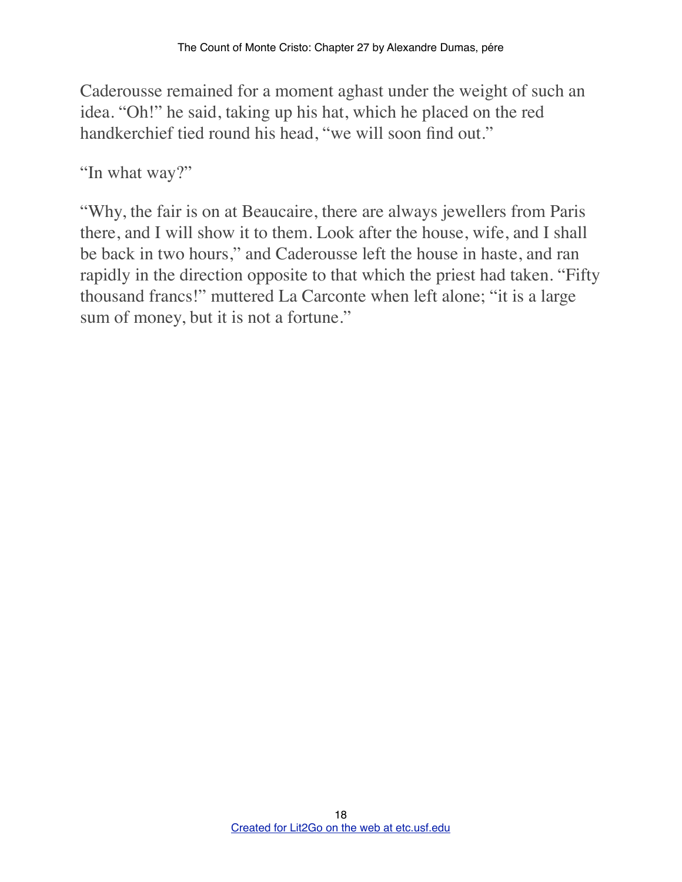Caderousse remained for a moment aghast under the weight of such an idea. "Oh!" he said, taking up his hat, which he placed on the red handkerchief tied round his head, "we will soon find out."

"In what way?"

"Why, the fair is on at Beaucaire, there are always jewellers from Paris there, and I will show it to them. Look after the house, wife, and I shall be back in two hours," and Caderousse left the house in haste, and ran rapidly in the direction opposite to that which the priest had taken. "Fifty thousand francs!" muttered La Carconte when left alone; "it is a large sum of money, but it is not a fortune."